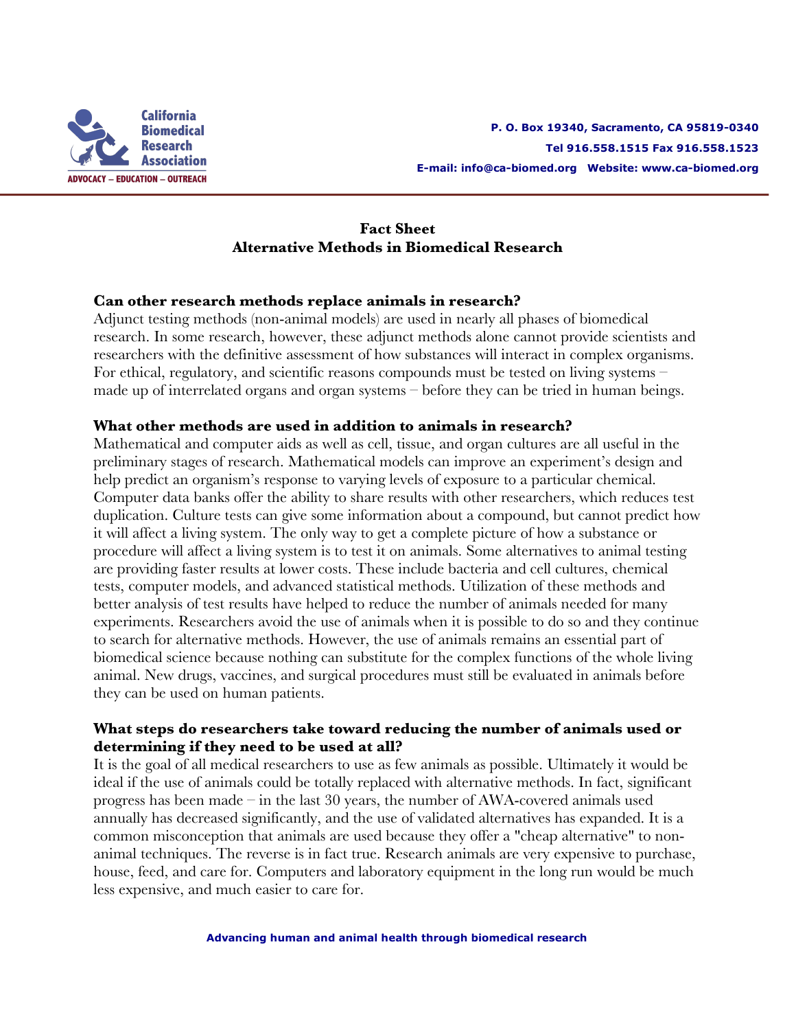California Biomedical Research Association

ADVOCACY – EDUCATION – OUTREACH

P. O. Box 19340, Sacramento, CA 95819-0340
Tel 916.558.1515 Fax 916.558.1523
E-mail: info@ca-biomed.org Website: www.ca-biomed.org

# Fact Sheet
# Alternative Methods in Biomedical Research

## Can other research methods replace animals in research?

Adjunct testing methods (non-animal models) are used in nearly all phases of biomedical research. In some research, however, these adjunct methods alone cannot provide scientists and researchers with the definitive assessment of how substances will interact in complex organisms. For ethical, regulatory, and scientific reasons compounds must be tested on living systems – made up of interrelated organs and organ systems – before they can be tried in human beings.

## What other methods are used in addition to animals in research?

Mathematical and computer aids as well as cell, tissue, and organ cultures are all useful in the preliminary stages of research. Mathematical models can improve an experiment's design and help predict an organism's response to varying levels of exposure to a particular chemical. Computer data banks offer the ability to share results with other researchers, which reduces test duplication. Culture tests can give some information about a compound, but cannot predict how it will affect a living system. The only way to get a complete picture of how a substance or procedure will affect a living system is to test it on animals. Some alternatives to animal testing are providing faster results at lower costs. These include bacteria and cell cultures, chemical tests, computer models, and advanced statistical methods. Utilization of these methods and better analysis of test results have helped to reduce the number of animals needed for many experiments. Researchers avoid the use of animals when it is possible to do so and they continue to search for alternative methods. However, the use of animals remains an essential part of biomedical science because nothing can substitute for the complex functions of the whole living animal. New drugs, vaccines, and surgical procedures must still be evaluated in animals before they can be used on human patients.

## What steps do researchers take toward reducing the number of animals used or determining if they need to be used at all?

It is the goal of all medical researchers to use as few animals as possible. Ultimately it would be ideal if the use of animals could be totally replaced with alternative methods. In fact, significant progress has been made – in the last 30 years, the number of AWA-covered animals used annually has decreased significantly, and the use of validated alternatives has expanded. It is a common misconception that animals are used because they offer a "cheap alternative" to non-animal techniques. The reverse is in fact true. Research animals are very expensive to purchase, house, feed, and care for. Computers and laboratory equipment in the long run would be much less expensive, and much easier to care for.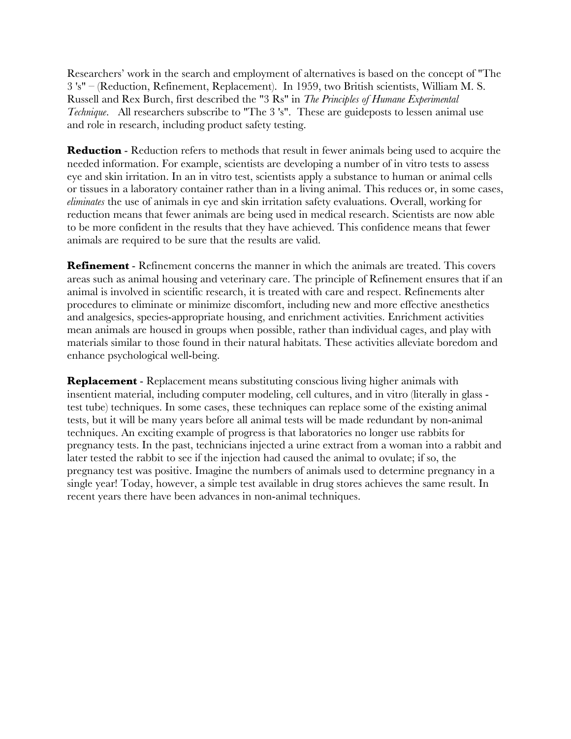Researchers' work in the search and employment of alternatives is based on the concept of "The 3 's" – (Reduction, Refinement, Replacement). In 1959, two British scientists, William M. S. Russell and Rex Burch, first described the "3 Rs" in *The Principles of Humane Experimental Technique*. All researchers subscribe to "The 3 's". These are guideposts to lessen animal use and role in research, including product safety testing.

**Reduction** - Reduction refers to methods that result in fewer animals being used to acquire the needed information. For example, scientists are developing a number of in vitro tests to assess eye and skin irritation. In an in vitro test, scientists apply a substance to human or animal cells or tissues in a laboratory container rather than in a living animal. This reduces or, in some cases, *eliminates* the use of animals in eye and skin irritation safety evaluations. Overall, working for reduction means that fewer animals are being used in medical research. Scientists are now able to be more confident in the results that they have achieved. This confidence means that fewer animals are required to be sure that the results are valid.

**Refinement** - Refinement concerns the manner in which the animals are treated. This covers areas such as animal housing and veterinary care. The principle of Refinement ensures that if an animal is involved in scientific research, it is treated with care and respect. Refinements alter procedures to eliminate or minimize discomfort, including new and more effective anesthetics and analgesics, species-appropriate housing, and enrichment activities. Enrichment activities mean animals are housed in groups when possible, rather than individual cages, and play with materials similar to those found in their natural habitats. These activities alleviate boredom and enhance psychological well-being.

**Replacement** - Replacement means substituting conscious living higher animals with insentient material, including computer modeling, cell cultures, and in vitro (literally in glass - test tube) techniques. In some cases, these techniques can replace some of the existing animal tests, but it will be many years before all animal tests will be made redundant by non-animal techniques. An exciting example of progress is that laboratories no longer use rabbits for pregnancy tests. In the past, technicians injected a urine extract from a woman into a rabbit and later tested the rabbit to see if the injection had caused the animal to ovulate; if so, the pregnancy test was positive. Imagine the numbers of animals used to determine pregnancy in a single year! Today, however, a simple test available in drug stores achieves the same result. In recent years there have been advances in non-animal techniques.